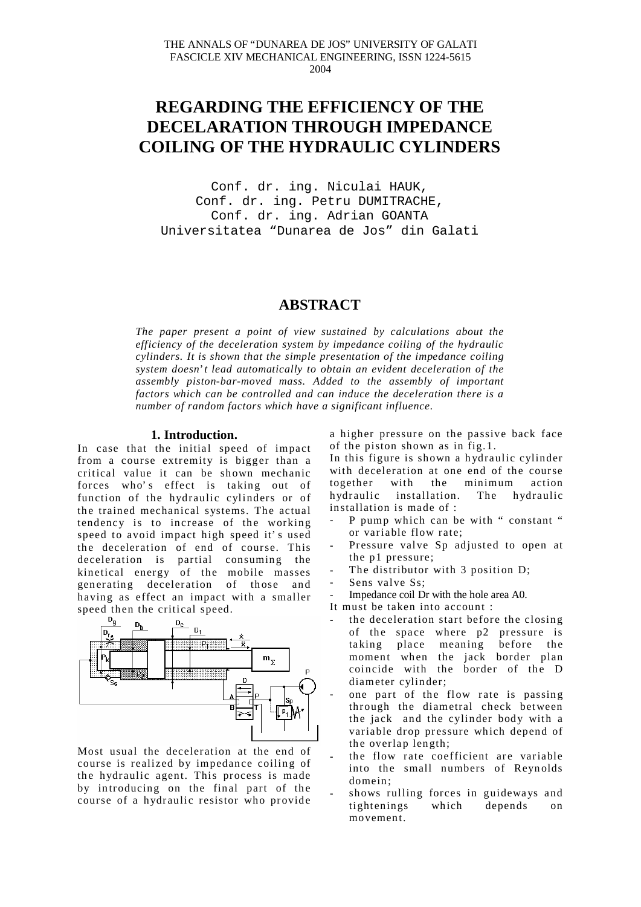THE ANNALS OF "DUNAREA DE JOS" UNIVERSITY OF GALATI
FASCICLE XIV MECHANICAL ENGINEERING, ISSN 1224-5615
2004

# REGARDING THE EFFICIENCY OF THE DECELARATION THROUGH IMPEDANCE COILING OF THE HYDRAULIC CYLINDERS

Conf. dr. ing. Niculai HAUK,
Conf. dr. ing. Petru DUMITRACHE,
Conf. dr. ing. Adrian GOANTA
Universitatea "Dunarea de Jos" din Galati

## ABSTRACT

*The paper present a point of view sustained by calculations about the efficiency of the deceleration system by impedance coiling of the hydraulic cylinders. It is shown that the simple presentation of the impedance coiling system doesn't lead automatically to obtain an evident deceleration of the assembly piston-bar-moved mass. Added to the assembly of important factors which can be controlled and can induce the deceleration there is a number of random factors which have a significant influence.*

## 1. Introduction.

In case that the initial speed of impact from a course extremity is bigger than a critical value it can be shown mechanic forces who's effect is taking out of function of the hydraulic cylinders or of the trained mechanical systems. The actual tendency is to increase of the working speed to avoid impact high speed it's used the deceleration of end of course. This deceleration is partial consuming the kinetical energy of the mobile masses generating deceleration of those and having as effect an impact with a smaller speed then the critical speed.

Most usual the deceleration at the end of course is realized by impedance coiling of the hydraulic agent. This process is made by introducing on the final part of the course of a hydraulic resistor who provide a higher pressure on the passive back face of the piston shown as in fig.1.

In this figure is shown a hydraulic cylinder with deceleration at one end of the course together with the minimum action hydraulic installation. The hydraulic installation is made of :

- P pump which can be with " constant " or variable flow rate;
- Pressure valve Sp adjusted to open at the p1 pressure;
- The distributor with 3 position D;
- Sens valve Ss;
- Impedance coil Dr with the hole area A0.

It must be taken into account :

- the deceleration start before the closing of the space where p2 pressure is taking place meaning before the moment when the jack border plan coincide with the border of the D diameter cylinder;
- one part of the flow rate is passing through the diametral check between the jack and the cylinder body with a variable drop pressure which depend of the overlap length;
- the flow rate coefficient are variable into the small numbers of Reynolds domein;
- shows rulling forces in guideways and tightenings which depends on movement.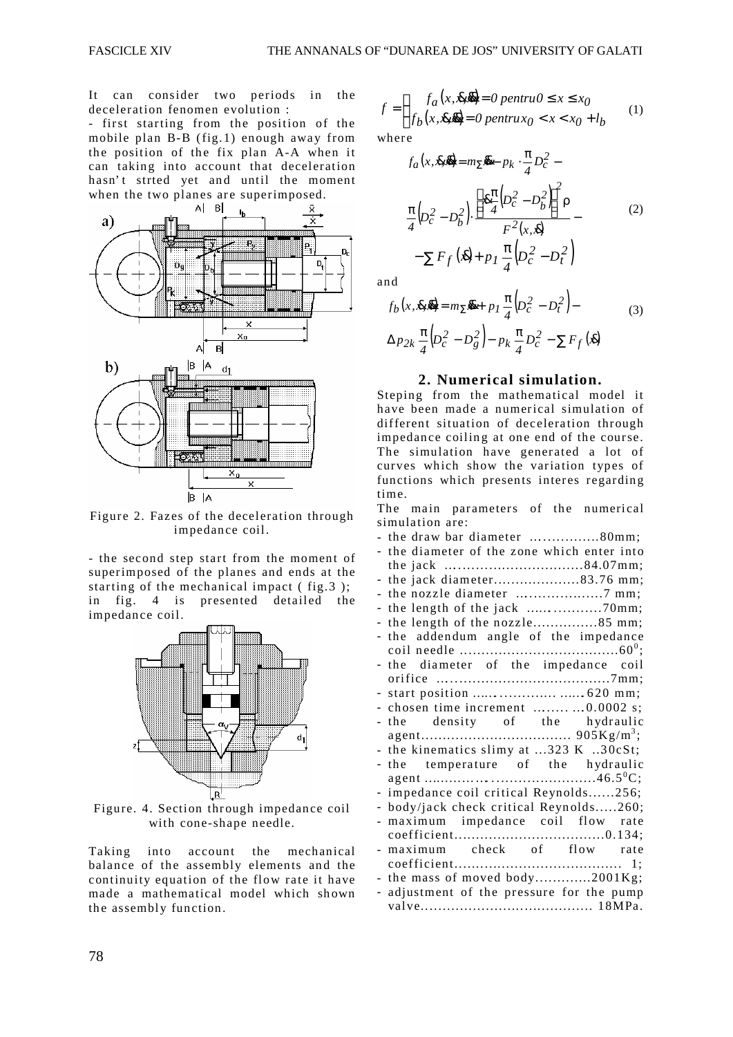It can consider two periods in the deceleration fenomen evolution :

- first starting from the position of the mobile plan B-B (fig.1) enough away from the position of the fix plan A-A when it can taking into account that deceleration hasn't strted yet and until the moment when the two planes are superimposed.

Figure 2. Fazes of the deceleration through impedance coil.

- the second step start from the moment of superimposed of the planes and ends at the starting of the mechanical impact ( fig.3 ); in fig. 4 is presented detailed the impedance coil.

Figure. 4. Section through impedance coil with cone-shape needle.

Taking into account the mechanical balance of the assembly elements and the continuity equation of the flow rate it have made a mathematical model which shown the assembly function.

$$f = \begin{cases} f_a(x,\dot{x},\ddot{x}) = 0 \; pentru \; 0 \le x \le x_0 \\ f_b(x,\dot{x},\ddot{x}) = 0 \; pentru \; x_0 < x < x_0 + l_b \end{cases} \quad (1)$$

where

$$f_a(x,\dot{x},\ddot{x}) = m_{\Sigma}\ddot{x} - p_k \cdot \frac{\pi}{4}D_c^2 - \frac{\pi}{4}\left(D_c^2 - D_b^2\right) \cdot \frac{\left[\dot{x}\frac{\pi}{4}\left(D_c^2 - D_b^2\right)\right]^2 \rho}{F^2(x,\dot{x})} - \sum F_f(\dot{x}) + p_1\frac{\pi}{4}\left(D_c^2 - D_t^2\right) \quad (2)$$

and

$$f_b(x,\dot{x},\ddot{x}) = m_{\Sigma}\ddot{x} + p_1\frac{\pi}{4}\left(D_c^2 - D_t^2\right) - \Delta p_{2k}\frac{\pi}{4}\left(D_c^2 - D_g^2\right) - p_k\frac{\pi}{4}D_c^2 - \sum F_f(\dot{x}) \quad (3)$$

## 2. Numerical simulation.

Steping from the mathematical model it have been made a numerical simulation of different situation of deceleration through impedance coiling at one end of the course. The simulation have generated a lot of curves which show the variation types of functions which presents interes regarding time.

The main parameters of the numerical simulation are:

- the draw bar diameter …………….80mm;
- the diameter of the zone which enter into the jack …………………………..84.07mm;
- the jack diameter………………..83.76 mm;
- the nozzle diameter ………………7 mm;
- the length of the jack ……………70mm;
- the length of the nozzle……………85 mm;
- the addendum angle of the impedance coil needle ………………………………$60^0$;
- the diameter of the impedance coil orifice …………………………………7mm;
- start position ……………… …… 620 mm;
- chosen time increment ……… …0.0002 s;
- the density of the hydraulic agent……………………………… 905Kg/$m^3$;
- the kinematics slimy at …323 K ..30cSt;
- the temperature of the hydraulic agent ……………………………………$46.5^0$C;
- impedance coil critical Reynolds……256;
- body/jack check critical Reynolds…..260;
- maximum impedance coil flow rate coefficient……………………………0.134;
- maximum check of flow rate coefficient………………………………… 1;
- the mass of moved body………….2001Kg;
- adjustment of the pressure for the pump valve………………………………… 18MPa.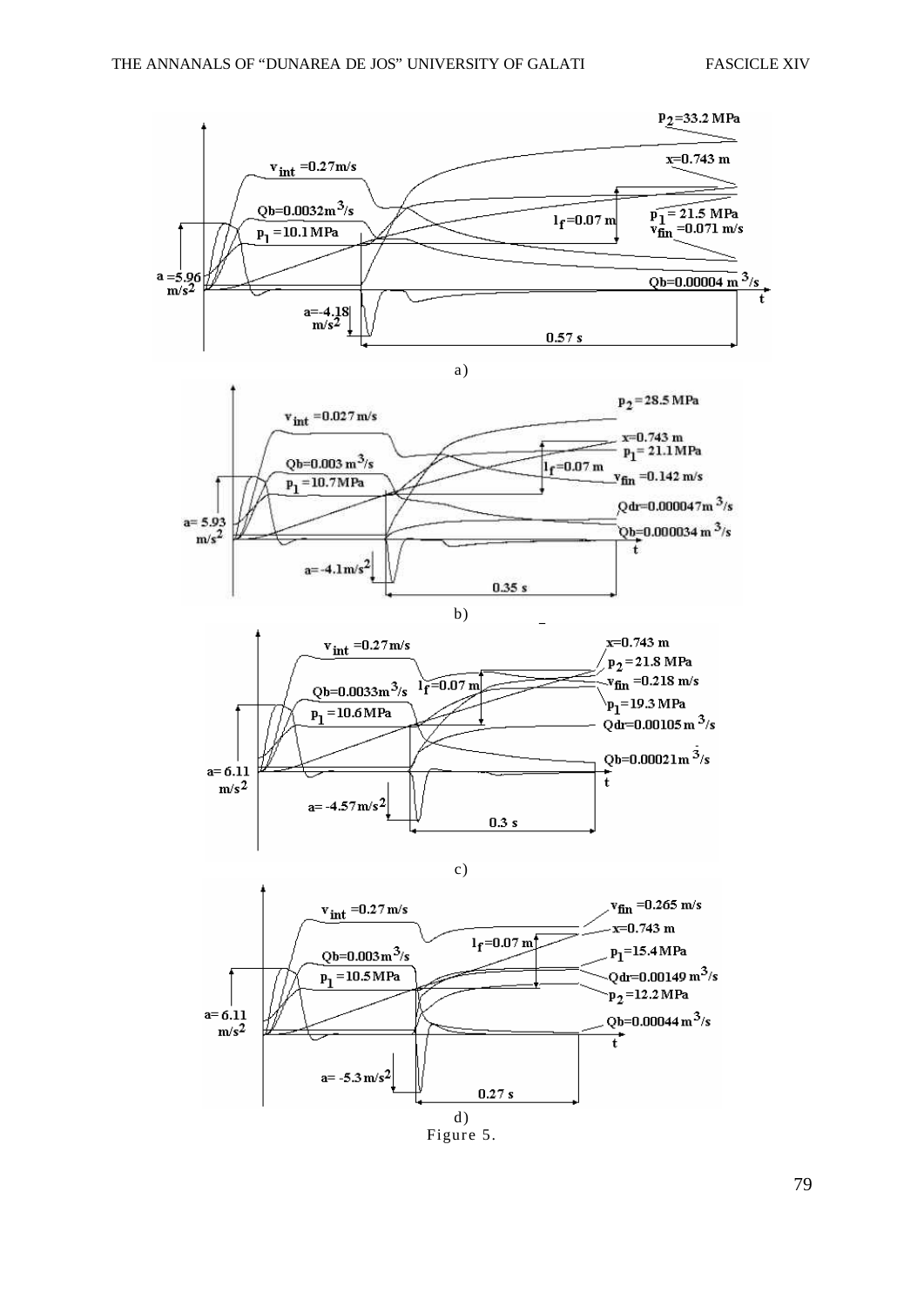a)

b)

c)

d)

Figure 5.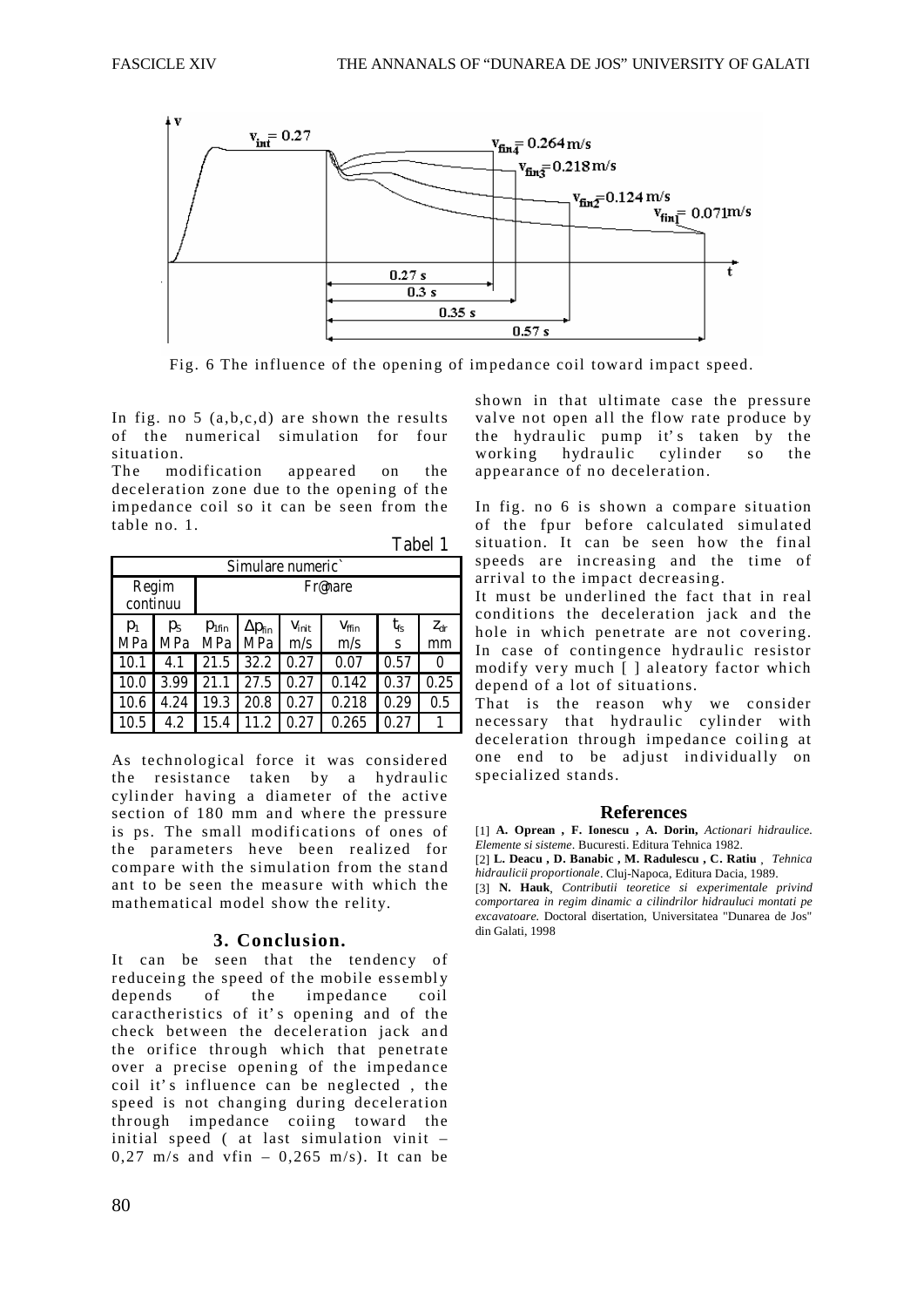$v_{int} = 0.27$

$v_{fin4} = 0.264$ m/s

$v_{fin3} = 0.218$ m/s

$v_{fin2} = 0.124$ m/s

$v_{fin1} = 0.071$ m/s

v

t

0.27 s

0.3 s

0.35 s

0.57 s

Fig. 6 The influence of the opening of impedance coil toward impact speed.

In fig. no 5 (a,b,c,d) are shown the results of the numerical simulation for four situation.

The modification appeared on the deceleration zone due to the opening of the impedance coil so it can be seen from the table no. 1.

Tabel 1

| Simulare numeric` | | | | | | | |
|---|---|---|---|---|---|---|---|
| Regim continuu | | Fr@nare | | | | | |
| $p_1$ MPa | $p_s$ MPa | $p_{1fin}$ MPa | $\Delta p_{fin}$ MPa | $v_{init}$ m/s | $v_{ffin}$ m/s | $t_{fs}$ s | $z_{dr}$ mm |
| 10.1 | 4.1 | 21.5 | 32.2 | 0.27 | 0.07 | 0.57 | 0 |
| 10.0 | 3.99 | 21.1 | 27.5 | 0.27 | 0.142 | 0.37 | 0.25 |
| 10.6 | 4.24 | 19.3 | 20.8 | 0.27 | 0.218 | 0.29 | 0.5 |
| 10.5 | 4.2 | 15.4 | 11.2 | 0.27 | 0.265 | 0.27 | 1 |

As technological force it was considered the resistance taken by a hydraulic cylinder having a diameter of the active section of 180 mm and where the pressure is ps. The small modifications of ones of the parameters heve been realized for compare with the simulation from the stand ant to be seen the measure with which the mathematical model show the relity.

## 3. Conclusion.

It can be seen that the tendency of reduceing the speed of the mobile essembly depends of the impedance coil caractheristics of it's opening and of the check between the deceleration jack and the orifice through which that penetrate over a precise opening of the impedance coil it's influence can be neglected , the speed is not changing during deceleration through impedance coiing toward the initial speed ( at last simulation vinit – 0,27 m/s and vfin – 0,265 m/s). It can be shown in that ultimate case the pressure valve not open all the flow rate produce by the hydraulic pump it's taken by the working hydraulic cylinder so the appearance of no deceleration.

In fig. no 6 is shown a compare situation of the fpur before calculated simulated situation. It can be seen how the final speeds are increasing and the time of arrival to the impact decreasing.

It must be underlined the fact that in real conditions the deceleration jack and the hole in which penetrate are not covering. In case of contingence hydraulic resistor modify very much [ ] aleatory factor which depend of a lot of situations.

That is the reason why we consider necessary that hydraulic cylinder with deceleration through impedance coiling at one end to be adjust individually on specialized stands.

## References

[1] **A. Oprean , F. Ionescu , A. Dorin,** *Actionari hidraulice. Elemente si sisteme*. Bucuresti. Editura Tehnica 1982.

[2] **L. Deacu , D. Banabic , M. Radulescu , C. Ratiu** , *Tehnica hidraulicii proportionale*. Cluj-Napoca, Editura Dacia, 1989.

[3] **N. Hauk**, *Contributii teoretice si experimentale privind comportarea in regim dinamic a cilindrilor hidrauluci montati pe excavatoare.* Doctoral disertation, Universitatea "Dunarea de Jos" din Galati, 1998